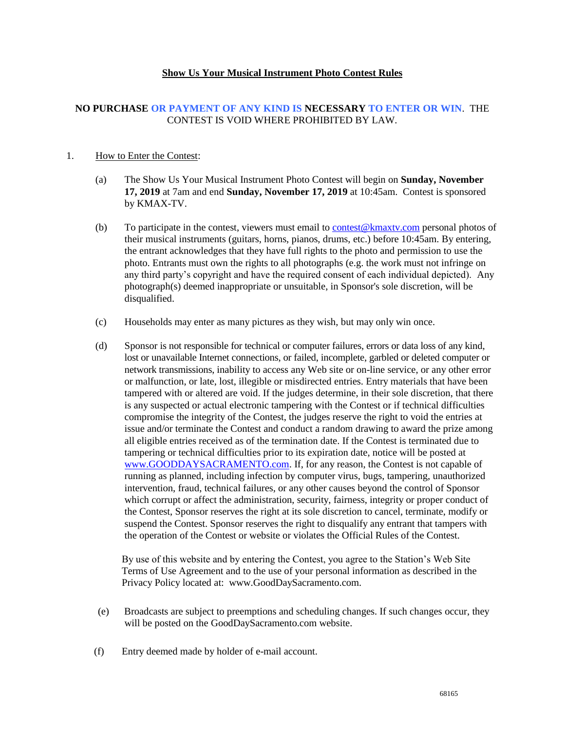# Show Us Your Musical Instrument Photo Contest Rules

**NO PURCHASE OR PAYMENT OF ANY KIND IS NECESSARY TO ENTER OR WIN**. THE CONTEST IS VOID WHERE PROHIBITED BY LAW.

1. How to Enter the Contest:

   (a) The Show Us Your Musical Instrument Photo Contest will begin on **Sunday, November 17, 2019** at 7am and end **Sunday, November 17, 2019** at 10:45am. Contest is sponsored by KMAX-TV.

   (b) To participate in the contest, viewers must email to contest@kmaxtv.com personal photos of their musical instruments (guitars, horns, pianos, drums, etc.) before 10:45am. By entering, the entrant acknowledges that they have full rights to the photo and permission to use the photo. Entrants must own the rights to all photographs (e.g. the work must not infringe on any third party's copyright and have the required consent of each individual depicted). Any photograph(s) deemed inappropriate or unsuitable, in Sponsor's sole discretion, will be disqualified.

   (c) Households may enter as many pictures as they wish, but may only win once.

   (d) Sponsor is not responsible for technical or computer failures, errors or data loss of any kind, lost or unavailable Internet connections, or failed, incomplete, garbled or deleted computer or network transmissions, inability to access any Web site or on-line service, or any other error or malfunction, or late, lost, illegible or misdirected entries. Entry materials that have been tampered with or altered are void. If the judges determine, in their sole discretion, that there is any suspected or actual electronic tampering with the Contest or if technical difficulties compromise the integrity of the Contest, the judges reserve the right to void the entries at issue and/or terminate the Contest and conduct a random drawing to award the prize among all eligible entries received as of the termination date. If the Contest is terminated due to tampering or technical difficulties prior to its expiration date, notice will be posted at www.GOODDAYSACRAMENTO.com. If, for any reason, the Contest is not capable of running as planned, including infection by computer virus, bugs, tampering, unauthorized intervention, fraud, technical failures, or any other causes beyond the control of Sponsor which corrupt or affect the administration, security, fairness, integrity or proper conduct of the Contest, Sponsor reserves the right at its sole discretion to cancel, terminate, modify or suspend the Contest. Sponsor reserves the right to disqualify any entrant that tampers with the operation of the Contest or website or violates the Official Rules of the Contest.

   By use of this website and by entering the Contest, you agree to the Station's Web Site Terms of Use Agreement and to the use of your personal information as described in the Privacy Policy located at: www.GoodDaySacramento.com.

   (e) Broadcasts are subject to preemptions and scheduling changes. If such changes occur, they will be posted on the GoodDaySacramento.com website.

   (f) Entry deemed made by holder of e-mail account.

68165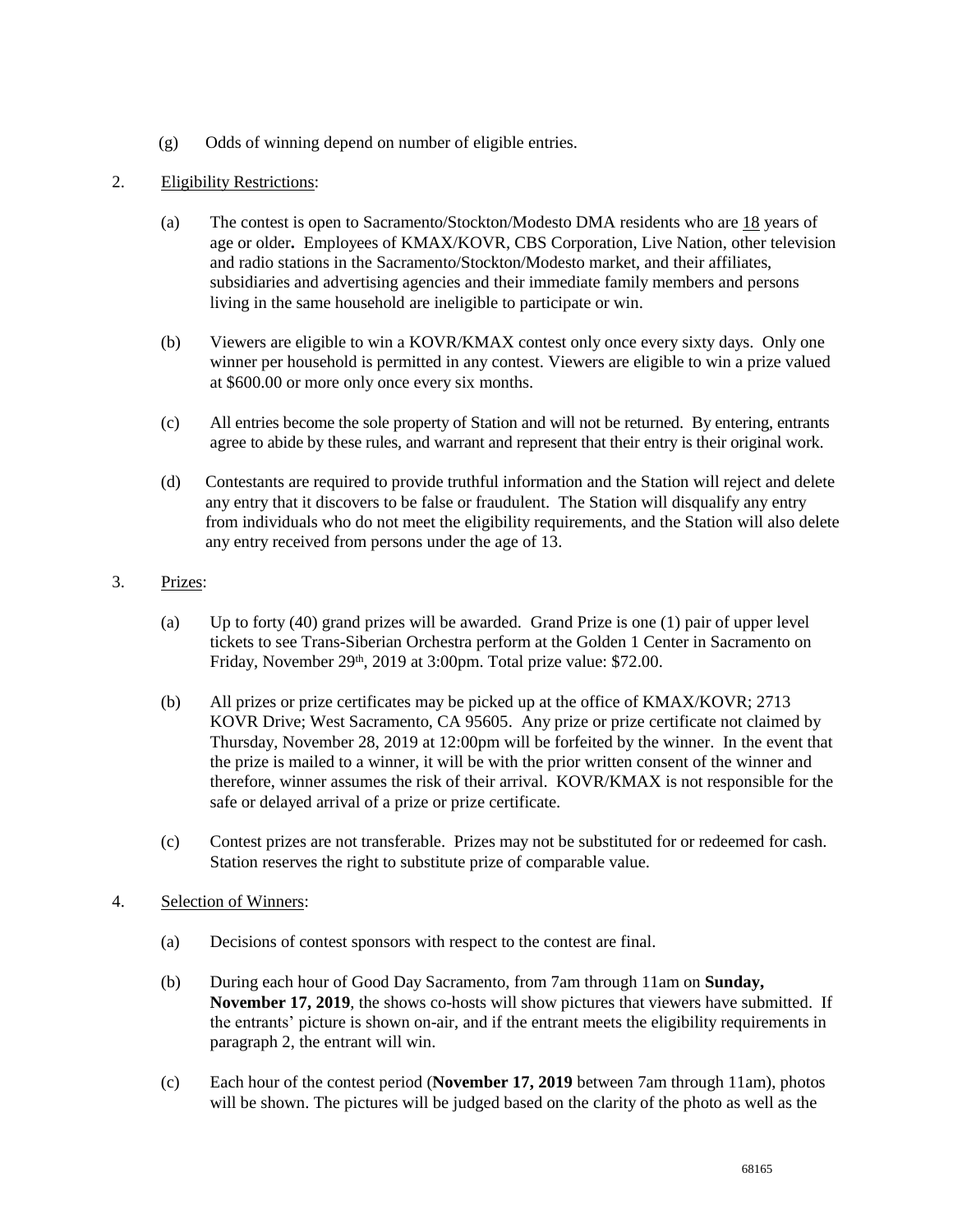(g) Odds of winning depend on number of eligible entries.

2. <u>Eligibility Restrictions</u>:

   (a) The contest is open to Sacramento/Stockton/Modesto DMA residents who are <u>18</u> years of age or older**.** Employees of KMAX/KOVR, CBS Corporation, Live Nation, other television and radio stations in the Sacramento/Stockton/Modesto market, and their affiliates, subsidiaries and advertising agencies and their immediate family members and persons living in the same household are ineligible to participate or win.

   (b) Viewers are eligible to win a KOVR/KMAX contest only once every sixty days. Only one winner per household is permitted in any contest. Viewers are eligible to win a prize valued at $600.00 or more only once every six months.

   (c) All entries become the sole property of Station and will not be returned. By entering, entrants agree to abide by these rules, and warrant and represent that their entry is their original work.

   (d) Contestants are required to provide truthful information and the Station will reject and delete any entry that it discovers to be false or fraudulent. The Station will disqualify any entry from individuals who do not meet the eligibility requirements, and the Station will also delete any entry received from persons under the age of 13.

3. <u>Prizes</u>:

   (a) Up to forty (40) grand prizes will be awarded. Grand Prize is one (1) pair of upper level tickets to see Trans-Siberian Orchestra perform at the Golden 1 Center in Sacramento on Friday, November 29th, 2019 at 3:00pm. Total prize value: $72.00.

   (b) All prizes or prize certificates may be picked up at the office of KMAX/KOVR; 2713 KOVR Drive; West Sacramento, CA 95605. Any prize or prize certificate not claimed by Thursday, November 28, 2019 at 12:00pm will be forfeited by the winner. In the event that the prize is mailed to a winner, it will be with the prior written consent of the winner and therefore, winner assumes the risk of their arrival. KOVR/KMAX is not responsible for the safe or delayed arrival of a prize or prize certificate.

   (c) Contest prizes are not transferable. Prizes may not be substituted for or redeemed for cash. Station reserves the right to substitute prize of comparable value.

4. <u>Selection of Winners</u>:

   (a) Decisions of contest sponsors with respect to the contest are final.

   (b) During each hour of Good Day Sacramento, from 7am through 11am on **Sunday, November 17, 2019**, the shows co-hosts will show pictures that viewers have submitted. If the entrants' picture is shown on-air, and if the entrant meets the eligibility requirements in paragraph 2, the entrant will win.

   (c) Each hour of the contest period (**November 17, 2019** between 7am through 11am), photos will be shown. The pictures will be judged based on the clarity of the photo as well as the

68165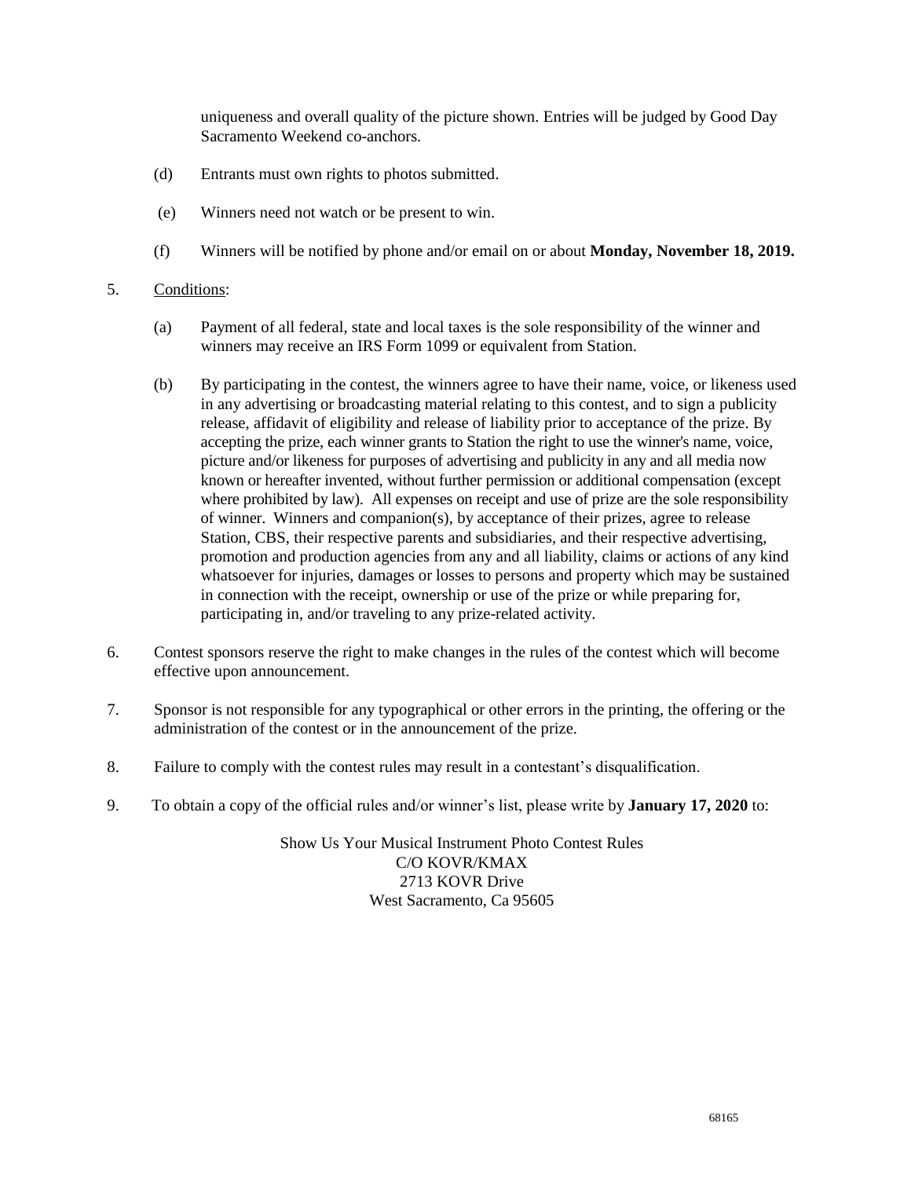uniqueness and overall quality of the picture shown. Entries will be judged by Good Day Sacramento Weekend co-anchors.

(d) Entrants must own rights to photos submitted.

(e) Winners need not watch or be present to win.

(f) Winners will be notified by phone and/or email on or about **Monday, November 18, 2019.**

5. Conditions:

(a) Payment of all federal, state and local taxes is the sole responsibility of the winner and winners may receive an IRS Form 1099 or equivalent from Station.

(b) By participating in the contest, the winners agree to have their name, voice, or likeness used in any advertising or broadcasting material relating to this contest, and to sign a publicity release, affidavit of eligibility and release of liability prior to acceptance of the prize. By accepting the prize, each winner grants to Station the right to use the winner's name, voice, picture and/or likeness for purposes of advertising and publicity in any and all media now known or hereafter invented, without further permission or additional compensation (except where prohibited by law). All expenses on receipt and use of prize are the sole responsibility of winner. Winners and companion(s), by acceptance of their prizes, agree to release Station, CBS, their respective parents and subsidiaries, and their respective advertising, promotion and production agencies from any and all liability, claims or actions of any kind whatsoever for injuries, damages or losses to persons and property which may be sustained in connection with the receipt, ownership or use of the prize or while preparing for, participating in, and/or traveling to any prize-related activity.

6. Contest sponsors reserve the right to make changes in the rules of the contest which will become effective upon announcement.

7. Sponsor is not responsible for any typographical or other errors in the printing, the offering or the administration of the contest or in the announcement of the prize.

8. Failure to comply with the contest rules may result in a contestant's disqualification.

9. To obtain a copy of the official rules and/or winner's list, please write by **January 17, 2020** to:

Show Us Your Musical Instrument Photo Contest Rules
C/O KOVR/KMAX
2713 KOVR Drive
West Sacramento, Ca 95605

68165